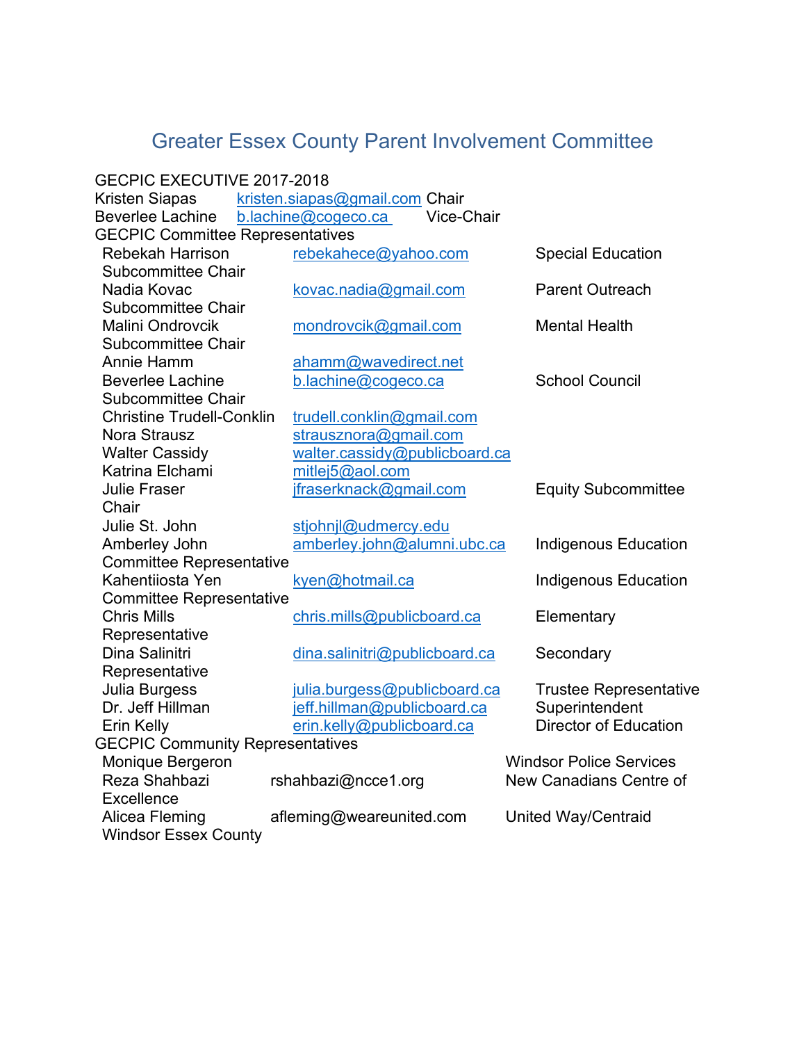# Greater Essex County Parent Involvement Committee

GECPIC EXECUTIVE 2017-2018

| Name | Email | Role |
|---|---|---|
| Kristen Siapas | kristen.siapas@gmail.com | Chair |
| Beverlee Lachine | b.lachine@cogeco.ca | Vice-Chair |

GECPIC Committee Representatives

| Name | Email | Role |
|---|---|---|
| Rebekah Harrison | rebekahece@yahoo.com | Special Education Subcommittee Chair |
| Nadia Kovac | kovac.nadia@gmail.com | Parent Outreach Subcommittee Chair |
| Malini Ondrovcik | mondrovcik@gmail.com | Mental Health Subcommittee Chair |
| Annie Hamm | ahamm@wavedirect.net | |
| Beverlee Lachine | b.lachine@cogeco.ca | School Council Subcommittee Chair |
| Christine Trudell-Conklin | trudell.conklin@gmail.com | |
| Nora Strausz | strausznora@gmail.com | |
| Walter Cassidy | walter.cassidy@publicboard.ca | |
| Katrina Elchami | mitlej5@aol.com | |
| Julie Fraser | jfraserknack@gmail.com | Equity Subcommittee Chair |
| Julie St. John | stjohnjl@udmercy.edu | |
| Amberley John | amberley.john@alumni.ubc.ca | Indigenous Education Committee Representative |
| Kahentiiosta Yen | kyen@hotmail.ca | Indigenous Education Committee Representative |
| Chris Mills | chris.mills@publicboard.ca | Elementary Representative |
| Dina Salinitri | dina.salinitri@publicboard.ca | Secondary Representative |
| Julia Burgess | julia.burgess@publicboard.ca | Trustee Representative |
| Dr. Jeff Hillman | jeff.hillman@publicboard.ca | Superintendent |
| Erin Kelly | erin.kelly@publicboard.ca | Director of Education |

GECPIC Community Representatives

| Name | Email | Organization |
|---|---|---|
| Monique Bergeron | | Windsor Police Services |
| Reza Shahbazi | rshahbazi@ncce1.org | New Canadians Centre of Excellence |
| Alicea Fleming | afleming@weareunited.com | United Way/Centraid Windsor Essex County |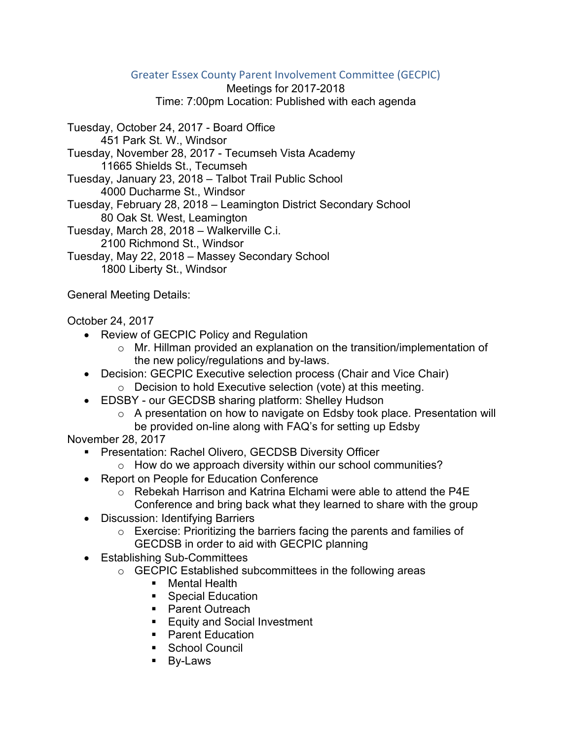Greater Essex County Parent Involvement Committee (GECPIC)

Meetings for 2017-2018

Time: 7:00pm Location: Published with each agenda

Tuesday, October 24, 2017 - Board Office
    451 Park St. W., Windsor
Tuesday, November 28, 2017 - Tecumseh Vista Academy
    11665 Shields St., Tecumseh
Tuesday, January 23, 2018 – Talbot Trail Public School
    4000 Ducharme St., Windsor
Tuesday, February 28, 2018 – Leamington District Secondary School
    80 Oak St. West, Leamington
Tuesday, March 28, 2018 – Walkerville C.i.
    2100 Richmond St., Windsor
Tuesday, May 22, 2018 – Massey Secondary School
    1800 Liberty St., Windsor

General Meeting Details:

October 24, 2017

- Review of GECPIC Policy and Regulation
  - Mr. Hillman provided an explanation on the transition/implementation of the new policy/regulations and by-laws.
- Decision: GECPIC Executive selection process (Chair and Vice Chair)
  - Decision to hold Executive selection (vote) at this meeting.
- EDSBY - our GECDSB sharing platform: Shelley Hudson
  - A presentation on how to navigate on Edsby took place. Presentation will be provided on-line along with FAQ's for setting up Edsby

November 28, 2017

- Presentation: Rachel Olivero, GECDSB Diversity Officer
  - How do we approach diversity within our school communities?
- Report on People for Education Conference
  - Rebekah Harrison and Katrina Elchami were able to attend the P4E Conference and bring back what they learned to share with the group
- Discussion: Identifying Barriers
  - Exercise: Prioritizing the barriers facing the parents and families of GECDSB in order to aid with GECPIC planning
- Establishing Sub-Committees
  - GECPIC Established subcommittees in the following areas
    - Mental Health
    - Special Education
    - Parent Outreach
    - Equity and Social Investment
    - Parent Education
    - School Council
    - By-Laws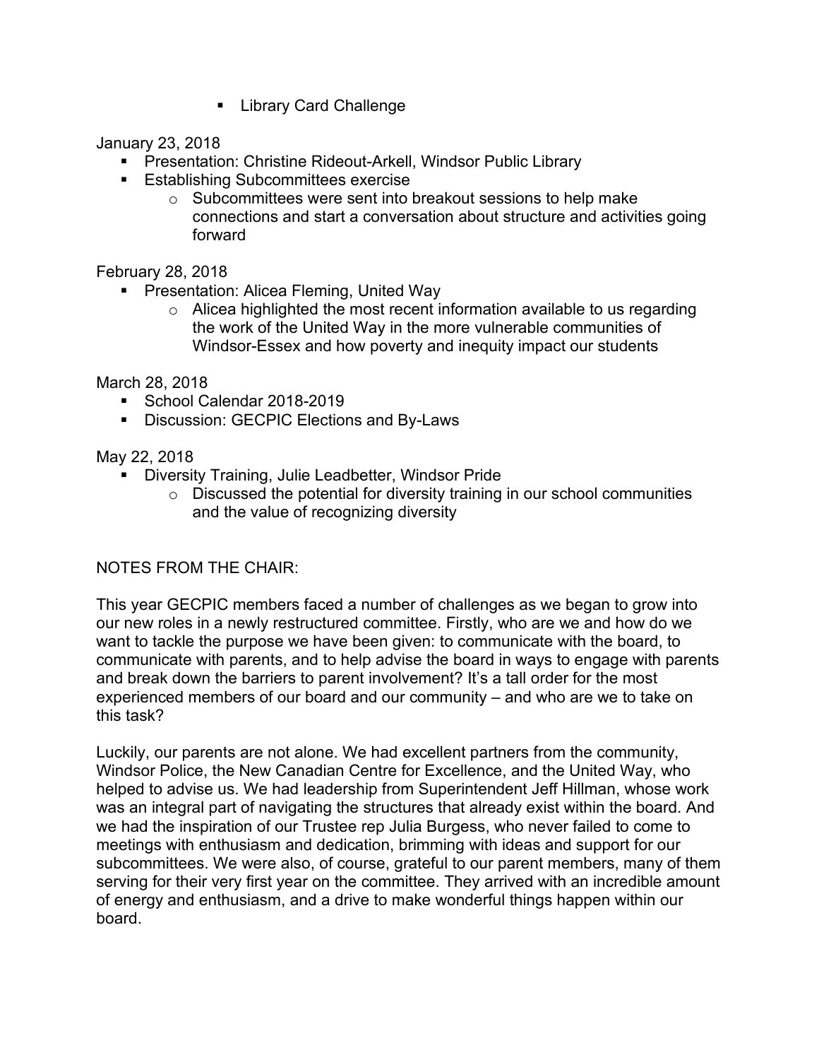- Library Card Challenge

January 23, 2018

- Presentation: Christine Rideout-Arkell, Windsor Public Library
- Establishing Subcommittees exercise
    - Subcommittees were sent into breakout sessions to help make connections and start a conversation about structure and activities going forward

February 28, 2018

- Presentation: Alicea Fleming, United Way
    - Alicea highlighted the most recent information available to us regarding the work of the United Way in the more vulnerable communities of Windsor-Essex and how poverty and inequity impact our students

March 28, 2018

- School Calendar 2018-2019
- Discussion: GECPIC Elections and By-Laws

May 22, 2018

- Diversity Training, Julie Leadbetter, Windsor Pride
    - Discussed the potential for diversity training in our school communities and the value of recognizing diversity

NOTES FROM THE CHAIR:

This year GECPIC members faced a number of challenges as we began to grow into our new roles in a newly restructured committee. Firstly, who are we and how do we want to tackle the purpose we have been given: to communicate with the board, to communicate with parents, and to help advise the board in ways to engage with parents and break down the barriers to parent involvement? It's a tall order for the most experienced members of our board and our community – and who are we to take on this task?

Luckily, our parents are not alone. We had excellent partners from the community, Windsor Police, the New Canadian Centre for Excellence, and the United Way, who helped to advise us. We had leadership from Superintendent Jeff Hillman, whose work was an integral part of navigating the structures that already exist within the board. And we had the inspiration of our Trustee rep Julia Burgess, who never failed to come to meetings with enthusiasm and dedication, brimming with ideas and support for our subcommittees. We were also, of course, grateful to our parent members, many of them serving for their very first year on the committee. They arrived with an incredible amount of energy and enthusiasm, and a drive to make wonderful things happen within our board.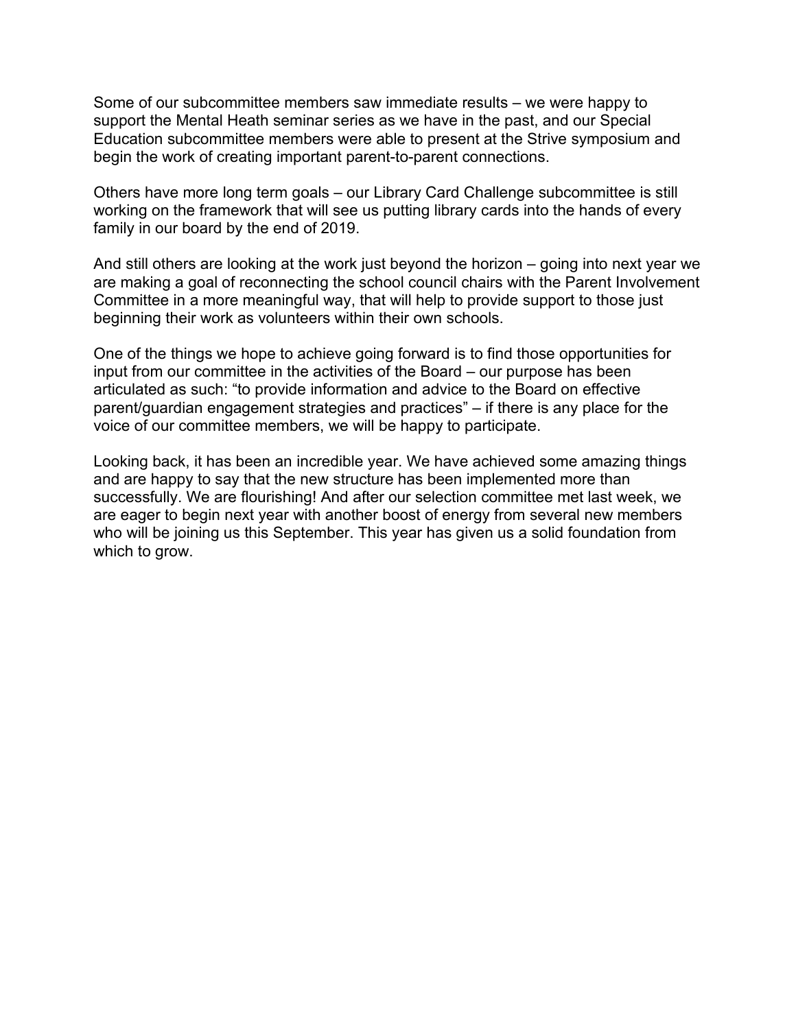Some of our subcommittee members saw immediate results – we were happy to support the Mental Heath seminar series as we have in the past, and our Special Education subcommittee members were able to present at the Strive symposium and begin the work of creating important parent-to-parent connections.

Others have more long term goals – our Library Card Challenge subcommittee is still working on the framework that will see us putting library cards into the hands of every family in our board by the end of 2019.

And still others are looking at the work just beyond the horizon – going into next year we are making a goal of reconnecting the school council chairs with the Parent Involvement Committee in a more meaningful way, that will help to provide support to those just beginning their work as volunteers within their own schools.

One of the things we hope to achieve going forward is to find those opportunities for input from our committee in the activities of the Board – our purpose has been articulated as such: "to provide information and advice to the Board on effective parent/guardian engagement strategies and practices" – if there is any place for the voice of our committee members, we will be happy to participate.

Looking back, it has been an incredible year. We have achieved some amazing things and are happy to say that the new structure has been implemented more than successfully. We are flourishing! And after our selection committee met last week, we are eager to begin next year with another boost of energy from several new members who will be joining us this September. This year has given us a solid foundation from which to grow.